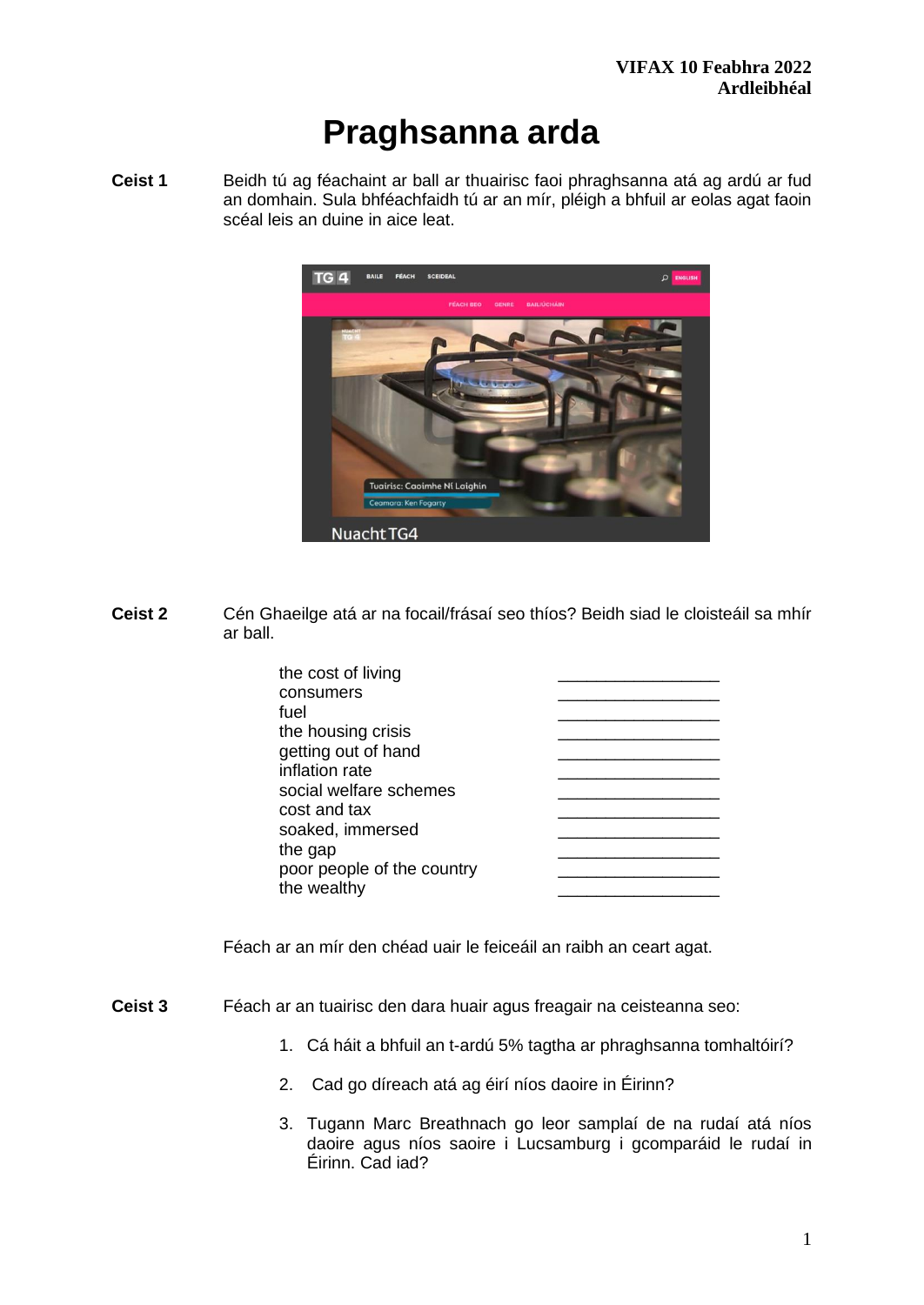**VIFAX 10 Feabhra 2022**
**Ardleibhéal**

# Praghsanna arda

**Ceist 1** Beidh tú ag féachaint ar ball ar thuairisc faoi phraghsanna atá ag ardú ar fud an domhain. Sula bhféachfaidh tú ar an mír, pléigh a bhfuil ar eolas agat faoin scéal leis an duine in aice leat.

**Ceist 2** Cén Ghaeilge atá ar na focail/frásaí seo thíos? Beidh siad le cloisteáil sa mhír ar ball.

| | |
|---|---|
| the cost of living | _________________ |
| consumers | _________________ |
| fuel | _________________ |
| the housing crisis | _________________ |
| getting out of hand | _________________ |
| inflation rate | _________________ |
| social welfare schemes | _________________ |
| cost and tax | _________________ |
| soaked, immersed | _________________ |
| the gap | _________________ |
| poor people of the country | _________________ |
| the wealthy | _________________ |

Féach ar an mír den chéad uair le feiceáil an raibh an ceart agat.

**Ceist 3** Féach ar an tuairisc den dara huair agus freagair na ceisteanna seo:

1. Cá háit a bhfuil an t-ardú 5% tagtha ar phraghsanna tomhaltóirí?
2. Cad go díreach atá ag éirí níos daoire in Éirinn?
3. Tugann Marc Breathnach go leor samplaí de na rudaí atá níos daoire agus níos saoire i Lucsamburg i gcomparáid le rudaí in Éirinn. Cad iad?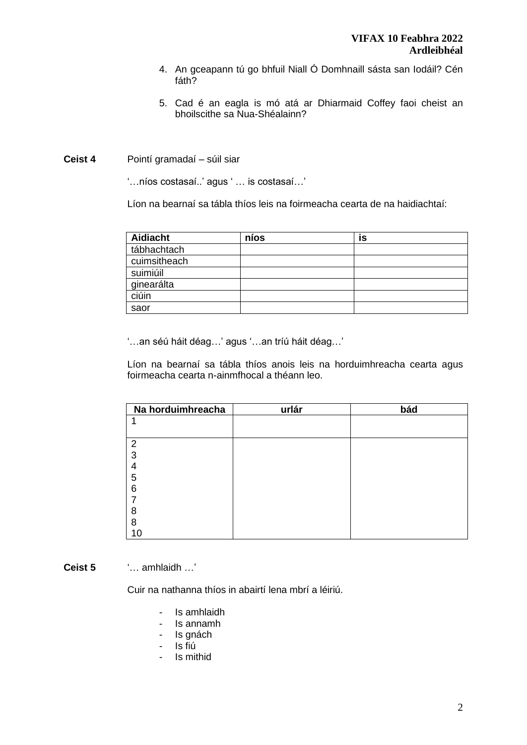4. An gceapann tú go bhfuil Niall Ó Domhnaill sásta san Iodáil? Cén fáth?

5. Cad é an eagla is mó atá ar Dhiarmaid Coffey faoi cheist an bhoilscithe sa Nua-Shéalainn?

**Ceist 4** Pointí gramadaí – súil siar

'…níos costasaí..' agus ' … is costasaí…'

Líon na bearnaí sa tábla thíos leis na foirmeacha cearta de na haidiachtaí:

| Aidiacht | níos | is |
|---|---|---|
| tábhachtach | | |
| cuimsitheach | | |
| suimiúil | | |
| ginearálta | | |
| ciúin | | |
| saor | | |

'…an séú háit déag…' agus '…an tríú háit déag…'

Líon na bearnaí sa tábla thíos anois leis na horduimhreacha cearta agus foirmeacha cearta n-ainmfhocal a théann leo.

| Na horduimhreacha | urlár | bád |
|---|---|---|
| 1 | | |
| 2<br>3<br>4<br>5<br>6<br>7<br>8<br>8<br>10 | | |

**Ceist 5** '… amhlaidh …'

Cuir na nathanna thíos in abairtí lena mbrí a léiriú.

- Is amhlaidh
- Is annamh
- Is gnách
- Is fiú
- Is mithid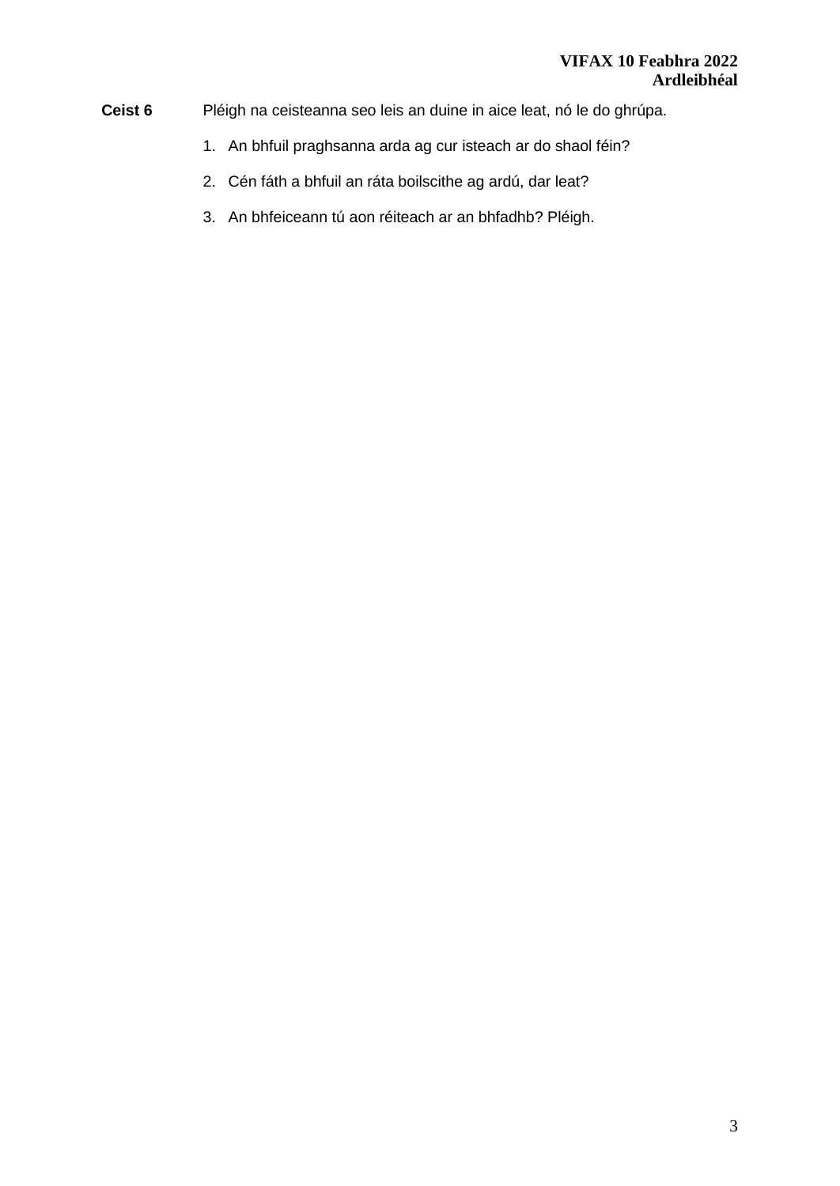**Ceist 6** Pléigh na ceisteanna seo leis an duine in aice leat, nó le do ghrúpa.

1. An bhfuil praghsanna arda ag cur isteach ar do shaol féin?
2. Cén fáth a bhfuil an ráta boilscithe ag ardú, dar leat?
3. An bhfeiceann tú aon réiteach ar an bhfadhb? Pléigh.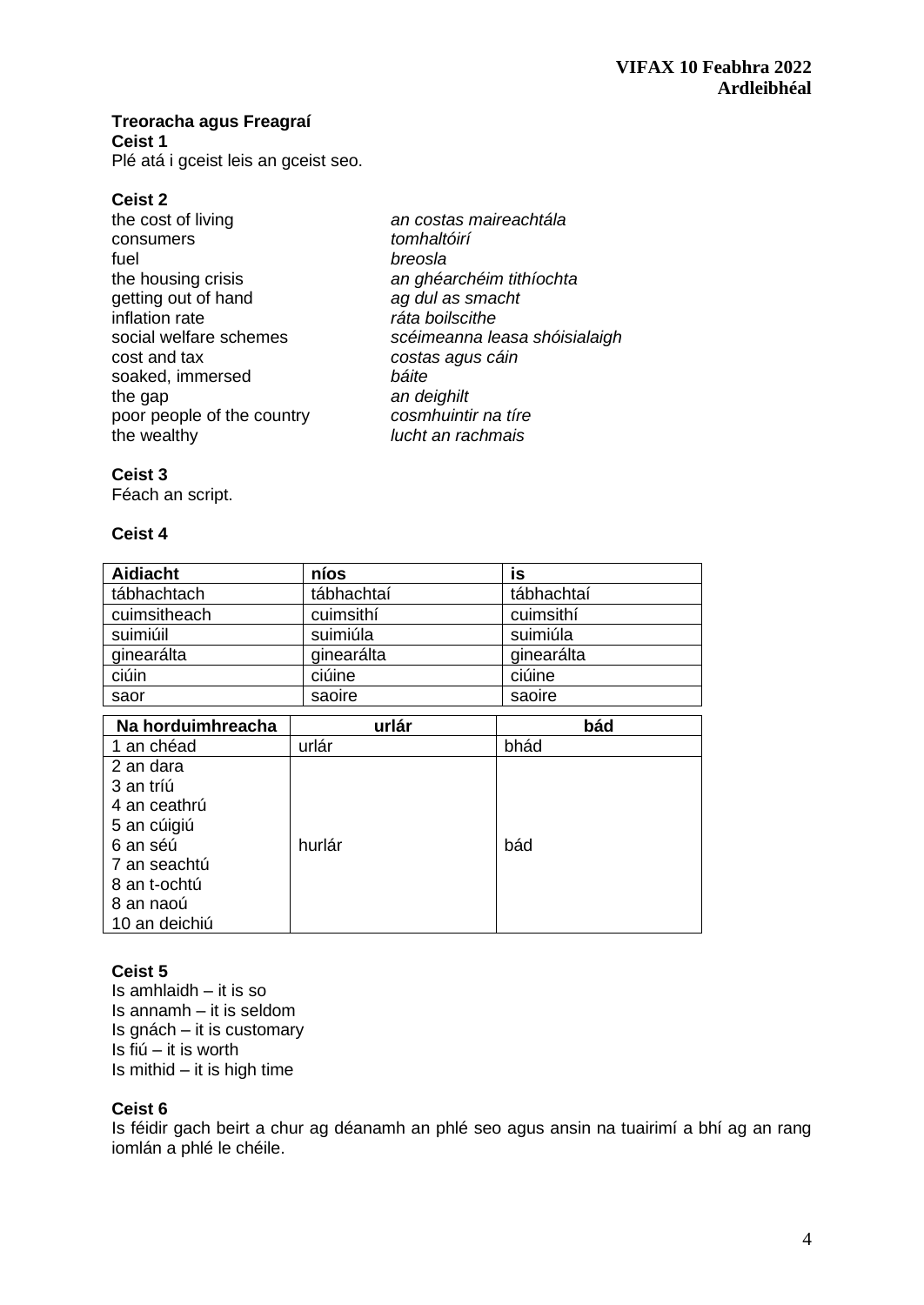**Treoracha agus Freagraí**

**Ceist 1**

Plé atá i gceist leis an gceist seo.

**Ceist 2**

| | |
|---|---|
| the cost of living | *an costas maireachtála* |
| consumers | *tomhaltóirí* |
| fuel | *breosla* |
| the housing crisis | *an ghéarchéim tithíochta* |
| getting out of hand | *ag dul as smacht* |
| inflation rate | *ráta boilscithe* |
| social welfare schemes | *scéimeanna leasa shóisialaigh* |
| cost and tax | *costas agus cáin* |
| soaked, immersed | *báite* |
| the gap | *an deighilt* |
| poor people of the country | *cosmhuintir na tíre* |
| the wealthy | *lucht an rachmais* |

**Ceist 3**

Féach an script.

**Ceist 4**

| Aidiacht | níos | is |
|---|---|---|
| tábhachtach | tábhachtaí | tábhachtaí |
| cuimsitheach | cuimsithí | cuimsithí |
| suimiúil | suimiúla | suimiúla |
| ginearálta | ginearálta | ginearálta |
| ciúin | ciúine | ciúine |
| saor | saoire | saoire |

| Na horduimhreacha | urlár | bád |
|---|---|---|
| 1 an chéad | urlár | bhád |
| 2 an dara<br>3 an tríú<br>4 an ceathrú<br>5 an cúigiú<br>6 an séú<br>7 an seachtú<br>8 an t-ochtú<br>8 an naoú<br>10 an deichiú | hurlár | bád |

**Ceist 5**

Is amhlaidh – it is so
Is annamh – it is seldom
Is gnách – it is customary
Is fiú – it is worth
Is mithid – it is high time

**Ceist 6**

Is féidir gach beirt a chur ag déanamh an phlé seo agus ansin na tuairimí a bhí ag an rang iomlán a phlé le chéile.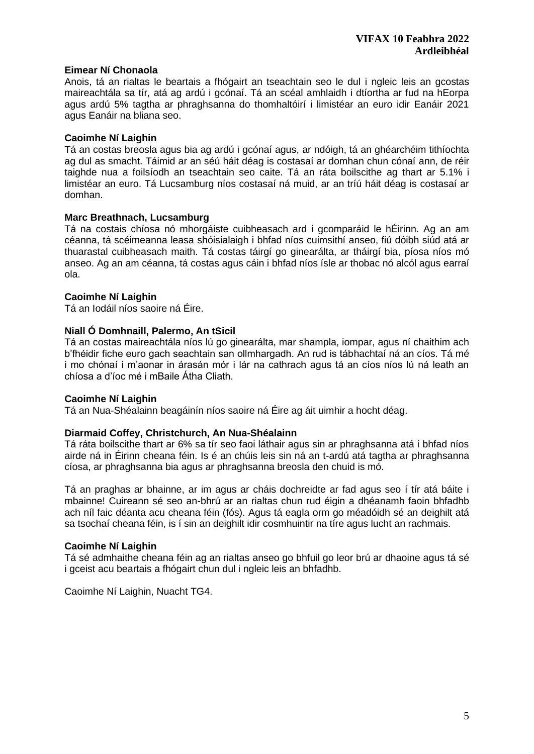**Eimear Ní Chonaola**
Anois, tá an rialtas le beartais a fhógairt an tseachtain seo le dul i ngleic leis an gcostas maireachtála sa tír, atá ag ardú i gcónaí. Tá an scéal amhlaidh i dtíortha ar fud na hEorpa agus ardú 5% tagtha ar phraghsanna do thomhaltóirí i limistéar an euro idir Eanáir 2021 agus Eanáir na bliana seo.

**Caoimhe Ní Laighin**
Tá an costas breosla agus bia ag ardú i gcónaí agus, ar ndóigh, tá an ghéarchéim tithíochta ag dul as smacht. Táimid ar an séú háit déag is costasaí ar domhan chun cónaí ann, de réir taighde nua a foilsíodh an tseachtain seo caite. Tá an ráta boilscithe ag thart ar 5.1% i limistéar an euro. Tá Lucsamburg níos costasaí ná muid, ar an tríú háit déag is costasaí ar domhan.

**Marc Breathnach, Lucsamburg**
Tá na costais chíosa nó mhorgáiste cuibheasach ard i gcomparáid le hÉirinn. Ag an am céanna, tá scéimeanna leasa shóisialaigh i bhfad níos cuimsithí anseo, fiú dóibh siúd atá ar thuarastal cuibheasach maith. Tá costas táirgí go ginearálta, ar tháirgí bia, píosa níos mó anseo. Ag an am céanna, tá costas agus cáin i bhfad níos ísle ar thobac nó alcól agus earraí ola.

**Caoimhe Ní Laighin**
Tá an Iodáil níos saoire ná Éire.

**Niall Ó Domhnaill, Palermo, An tSicil**
Tá an costas maireachtála níos lú go ginearálta, mar shampla, iompar, agus ní chaithim ach b'fhéidir fiche euro gach seachtain san ollmhargadh. An rud is tábhachtaí ná an cíos. Tá mé i mo chónaí i m'aonar in árasán mór i lár na cathrach agus tá an cíos níos lú ná leath an chíosa a d'íoc mé i mBaile Átha Cliath.

**Caoimhe Ní Laighin**
Tá an Nua-Shéalainn beagáinín níos saoire ná Éire ag áit uimhir a hocht déag.

**Diarmaid Coffey, Christchurch, An Nua-Shéalainn**
Tá ráta boilscithe thart ar 6% sa tír seo faoi láthair agus sin ar phraghsanna atá i bhfad níos airde ná in Éirinn cheana féin. Is é an chúis leis sin ná an t-ardú atá tagtha ar phraghsanna cíosa, ar phraghsanna bia agus ar phraghsanna breosla den chuid is mó.

Tá an praghas ar bhainne, ar im agus ar cháis dochreidte ar fad agus seo í tír atá báite i mbainne! Cuireann sé seo an-bhrú ar an rialtas chun rud éigin a dhéanamh faoin bhfadhb ach níl faic déanta acu cheana féin (fós). Agus tá eagla orm go méadóidh sé an deighilt atá sa tsochaí cheana féin, is í sin an deighilt idir cosmhuintir na tíre agus lucht an rachmais.

**Caoimhe Ní Laighin**
Tá sé admhaithe cheana féin ag an rialtas anseo go bhfuil go leor brú ar dhaoine agus tá sé i gceist acu beartais a fhógairt chun dul i ngleic leis an bhfadhb.

Caoimhe Ní Laighin, Nuacht TG4.